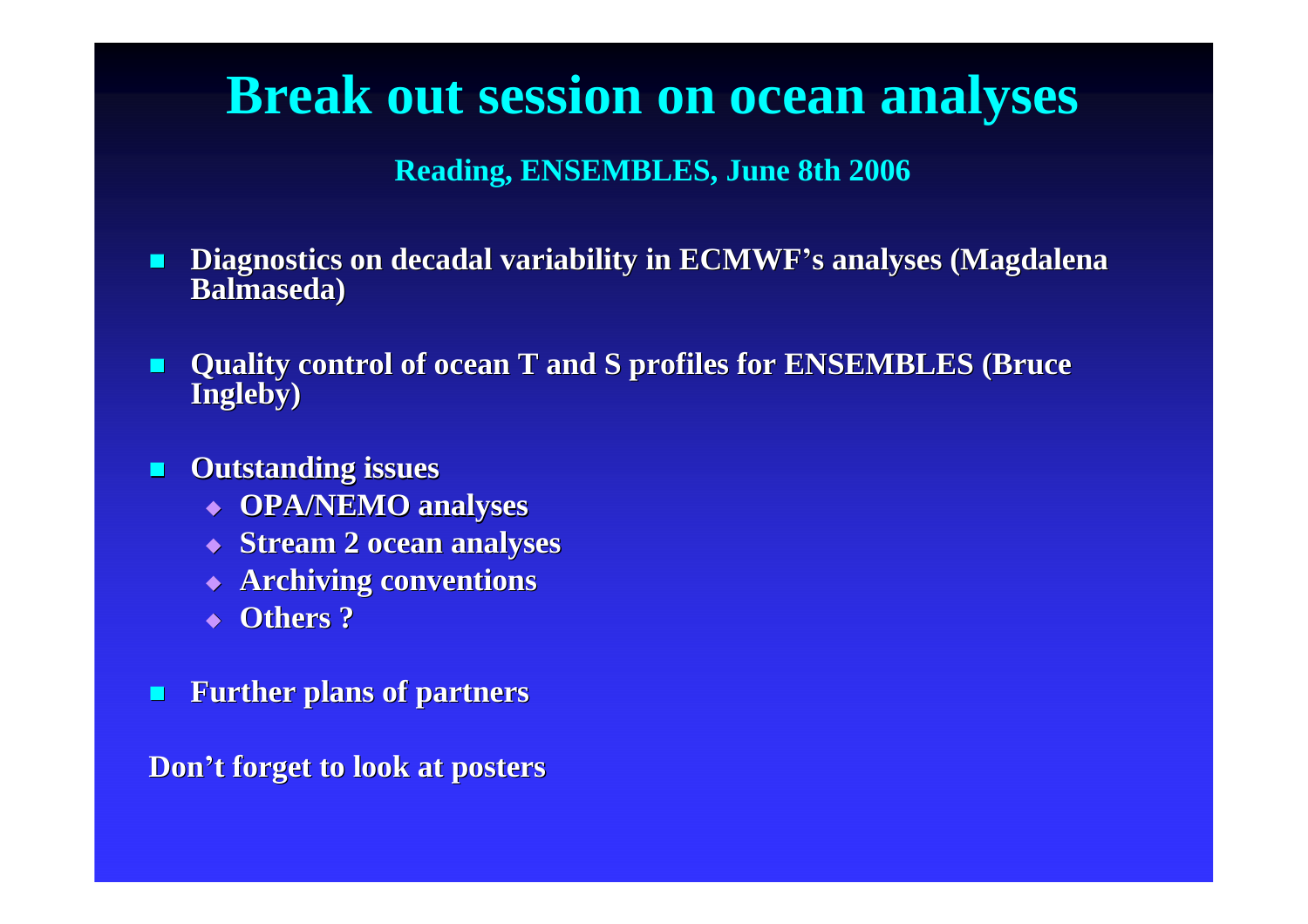# Break out session on ocean analyses

**Reading, ENSEMBLES, June 8th 2006**

- **Diagnostics on decadal variability in ECMWF's analyses (Magdalena Balmaseda)**
- **Quality control of ocean T and S profiles for ENSEMBLES (Bruce Ingleby)**
- **Outstanding issues**
  - **OPA/NEMO analyses**
  - **Stream 2 ocean analyses**
  - **Archiving conventions**
  - **Others ?**
- **Further plans of partners**

**Don't forget to look at posters**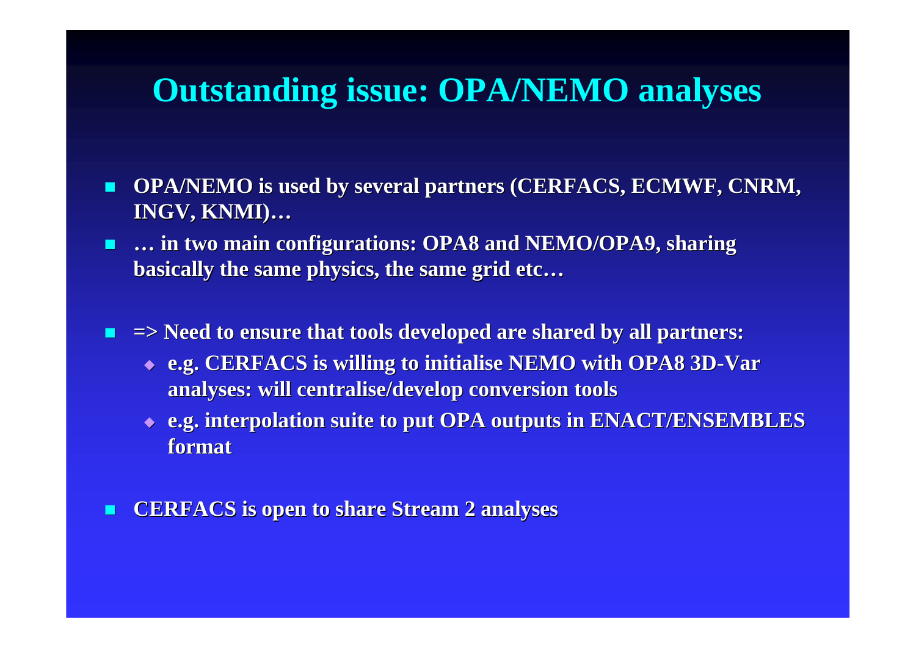# Outstanding issue: OPA/NEMO analyses

- **OPA/NEMO is used by several partners (CERFACS, ECMWF, CNRM, INGV, KNMI)…**
- **… in two main configurations: OPA8 and NEMO/OPA9, sharing basically the same physics, the same grid etc…**

- **=> Need to ensure that tools developed are shared by all partners:**
  - **e.g. CERFACS is willing to initialise NEMO with OPA8 3D-Var analyses: will centralise/develop conversion tools**
  - **e.g. interpolation suite to put OPA outputs in ENACT/ENSEMBLES format**

- **CERFACS is open to share Stream 2 analyses**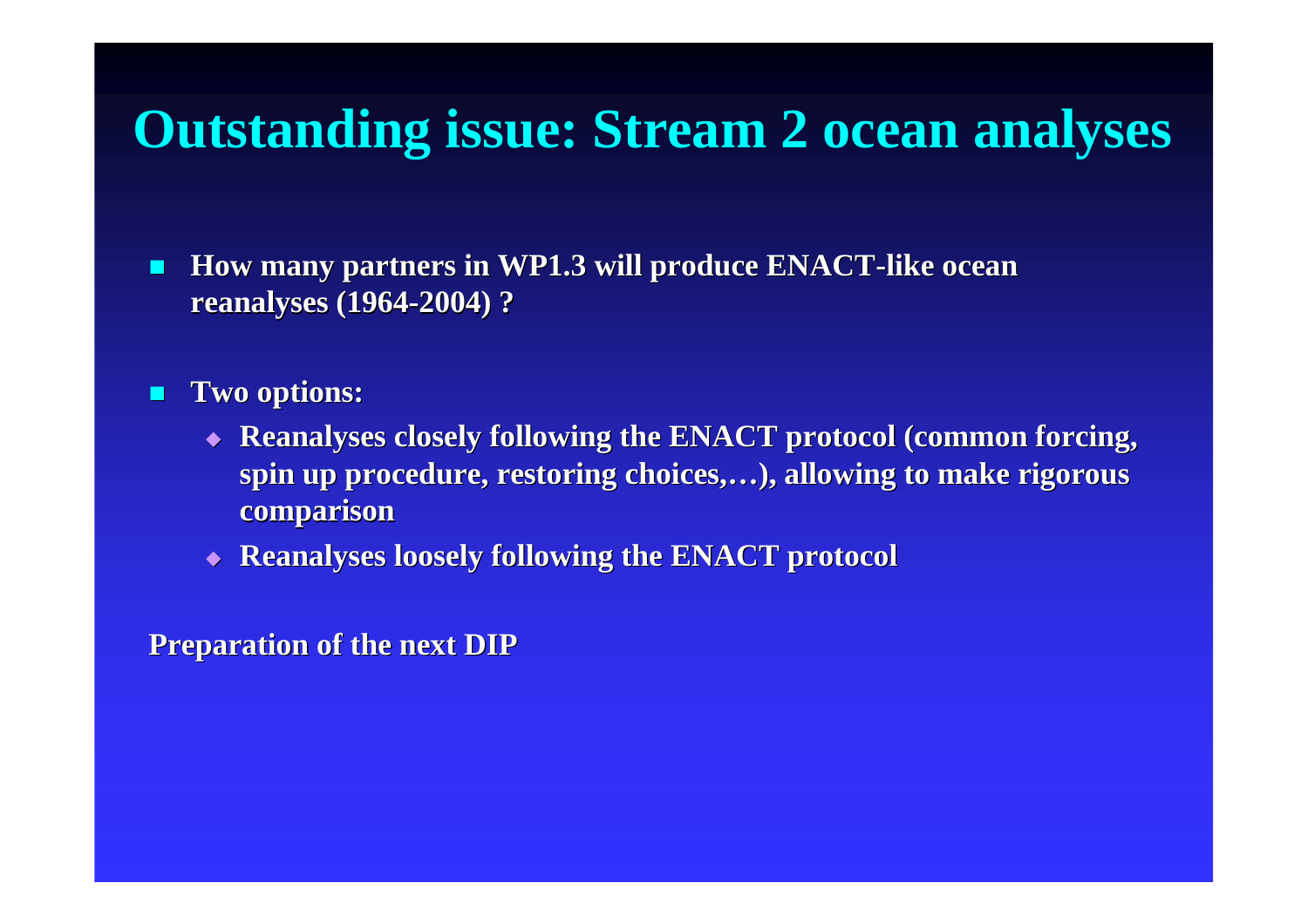# Outstanding issue: Stream 2 ocean analyses

- **How many partners in WP1.3 will produce ENACT-like ocean reanalyses (1964-2004) ?**

- **Two options:**
  - **Reanalyses closely following the ENACT protocol (common forcing, spin up procedure, restoring choices,…), allowing to make rigorous comparison**
  - **Reanalyses loosely following the ENACT protocol**

**Preparation of the next DIP**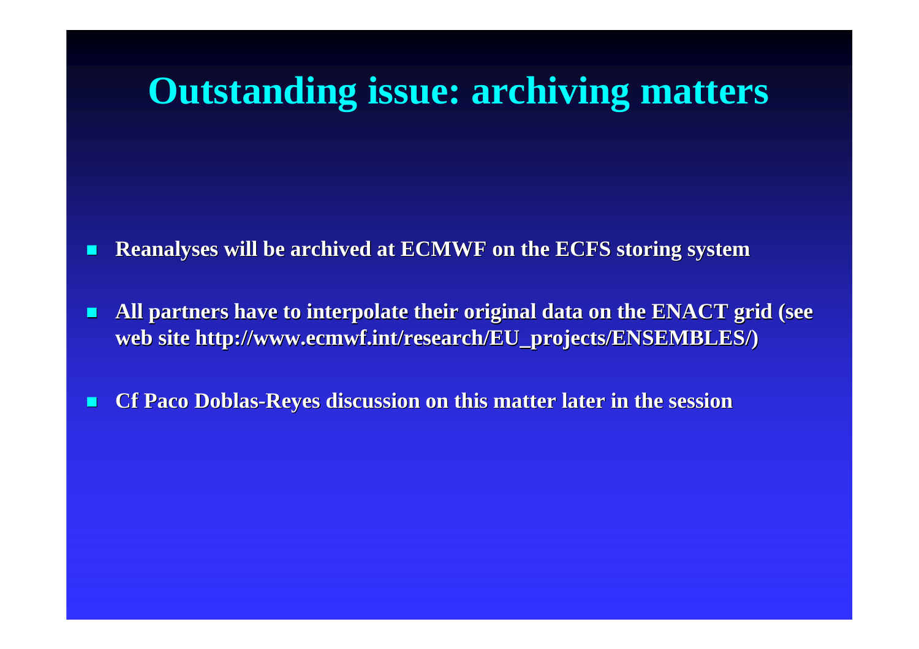# Outstanding issue: archiving matters

- **Reanalyses will be archived at ECMWF on the ECFS storing system**
- **All partners have to interpolate their original data on the ENACT grid (see web site http://www.ecmwf.int/research/EU_projects/ENSEMBLES/)**
- **Cf Paco Doblas-Reyes discussion on this matter later in the session**